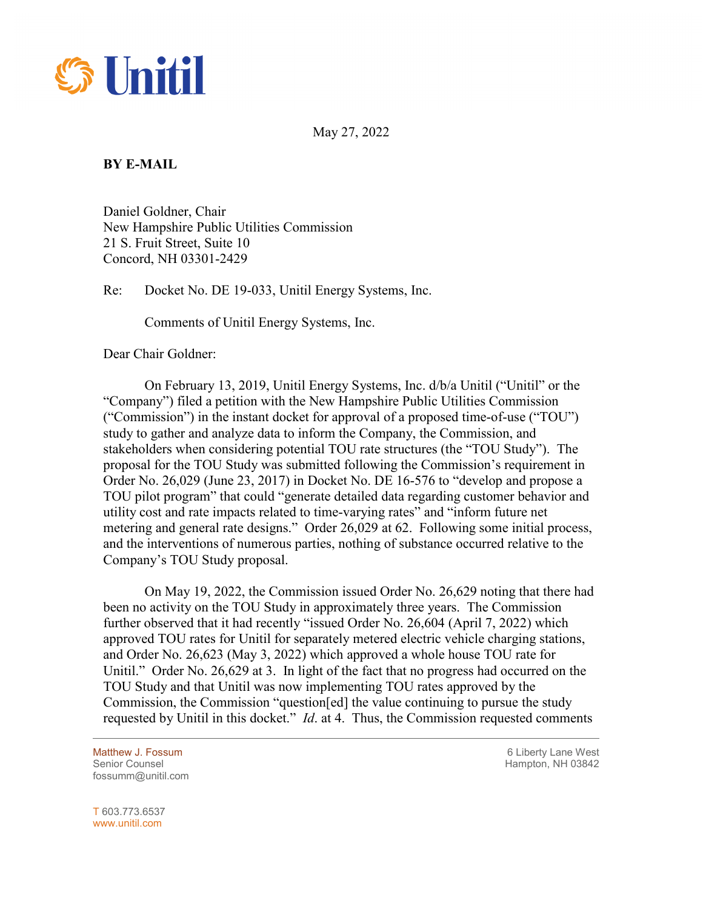May 27, 2022

**BY E-MAIL**

Daniel Goldner, Chair
New Hampshire Public Utilities Commission
21 S. Fruit Street, Suite 10
Concord, NH 03301-2429

Re: Docket No. DE 19-033, Unitil Energy Systems, Inc.

Comments of Unitil Energy Systems, Inc.

Dear Chair Goldner:

On February 13, 2019, Unitil Energy Systems, Inc. d/b/a Unitil ("Unitil" or the "Company") filed a petition with the New Hampshire Public Utilities Commission ("Commission") in the instant docket for approval of a proposed time-of-use ("TOU") study to gather and analyze data to inform the Company, the Commission, and stakeholders when considering potential TOU rate structures (the "TOU Study"). The proposal for the TOU Study was submitted following the Commission's requirement in Order No. 26,029 (June 23, 2017) in Docket No. DE 16-576 to "develop and propose a TOU pilot program" that could "generate detailed data regarding customer behavior and utility cost and rate impacts related to time-varying rates" and "inform future net metering and general rate designs." Order 26,029 at 62. Following some initial process, and the interventions of numerous parties, nothing of substance occurred relative to the Company's TOU Study proposal.

On May 19, 2022, the Commission issued Order No. 26,629 noting that there had been no activity on the TOU Study in approximately three years. The Commission further observed that it had recently "issued Order No. 26,604 (April 7, 2022) which approved TOU rates for Unitil for separately metered electric vehicle charging stations, and Order No. 26,623 (May 3, 2022) which approved a whole house TOU rate for Unitil." Order No. 26,629 at 3. In light of the fact that no progress had occurred on the TOU Study and that Unitil was now implementing TOU rates approved by the Commission, the Commission "question[ed] the value continuing to pursue the study requested by Unitil in this docket." *Id*. at 4. Thus, the Commission requested comments

Matthew J. Fossum
Senior Counsel
fossumm@unitil.com

T 603.773.6537
www.unitil.com

6 Liberty Lane West
Hampton, NH 03842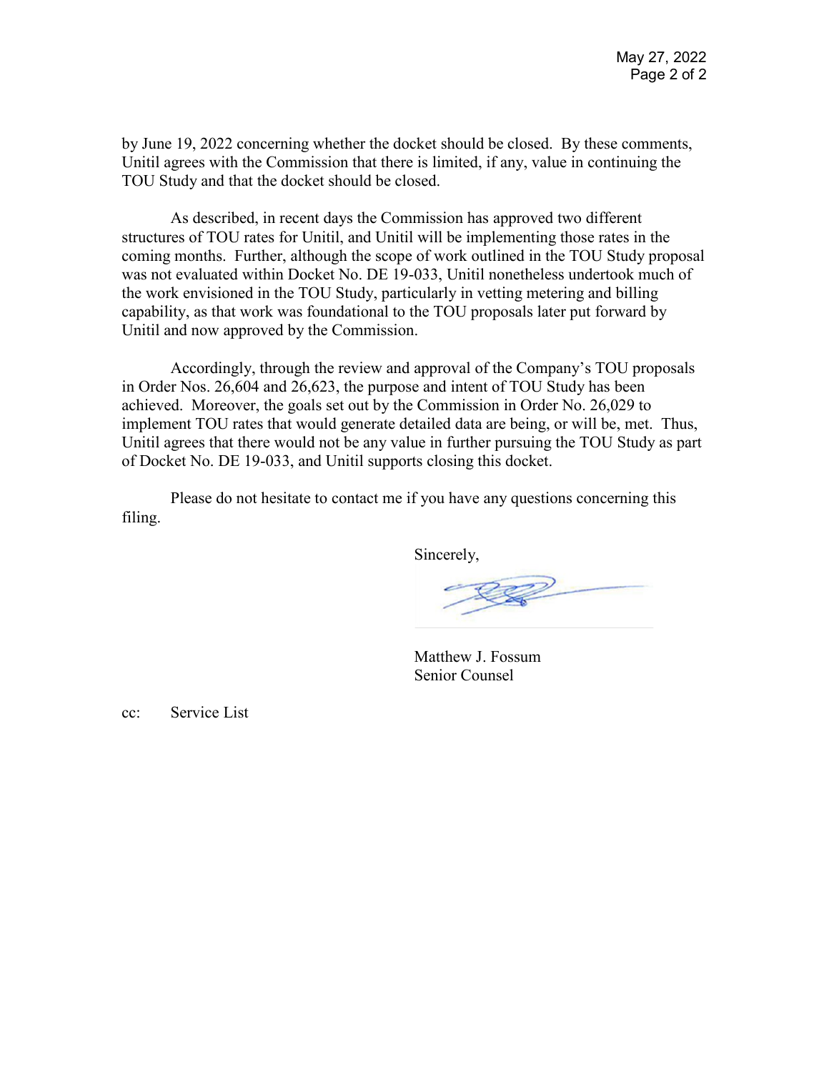by June 19, 2022 concerning whether the docket should be closed. By these comments, Unitil agrees with the Commission that there is limited, if any, value in continuing the TOU Study and that the docket should be closed.

As described, in recent days the Commission has approved two different structures of TOU rates for Unitil, and Unitil will be implementing those rates in the coming months. Further, although the scope of work outlined in the TOU Study proposal was not evaluated within Docket No. DE 19-033, Unitil nonetheless undertook much of the work envisioned in the TOU Study, particularly in vetting metering and billing capability, as that work was foundational to the TOU proposals later put forward by Unitil and now approved by the Commission.

Accordingly, through the review and approval of the Company's TOU proposals in Order Nos. 26,604 and 26,623, the purpose and intent of TOU Study has been achieved. Moreover, the goals set out by the Commission in Order No. 26,029 to implement TOU rates that would generate detailed data are being, or will be, met. Thus, Unitil agrees that there would not be any value in further pursuing the TOU Study as part of Docket No. DE 19-033, and Unitil supports closing this docket.

Please do not hesitate to contact me if you have any questions concerning this filing.

Sincerely,

Matthew J. Fossum
Senior Counsel

cc: Service List